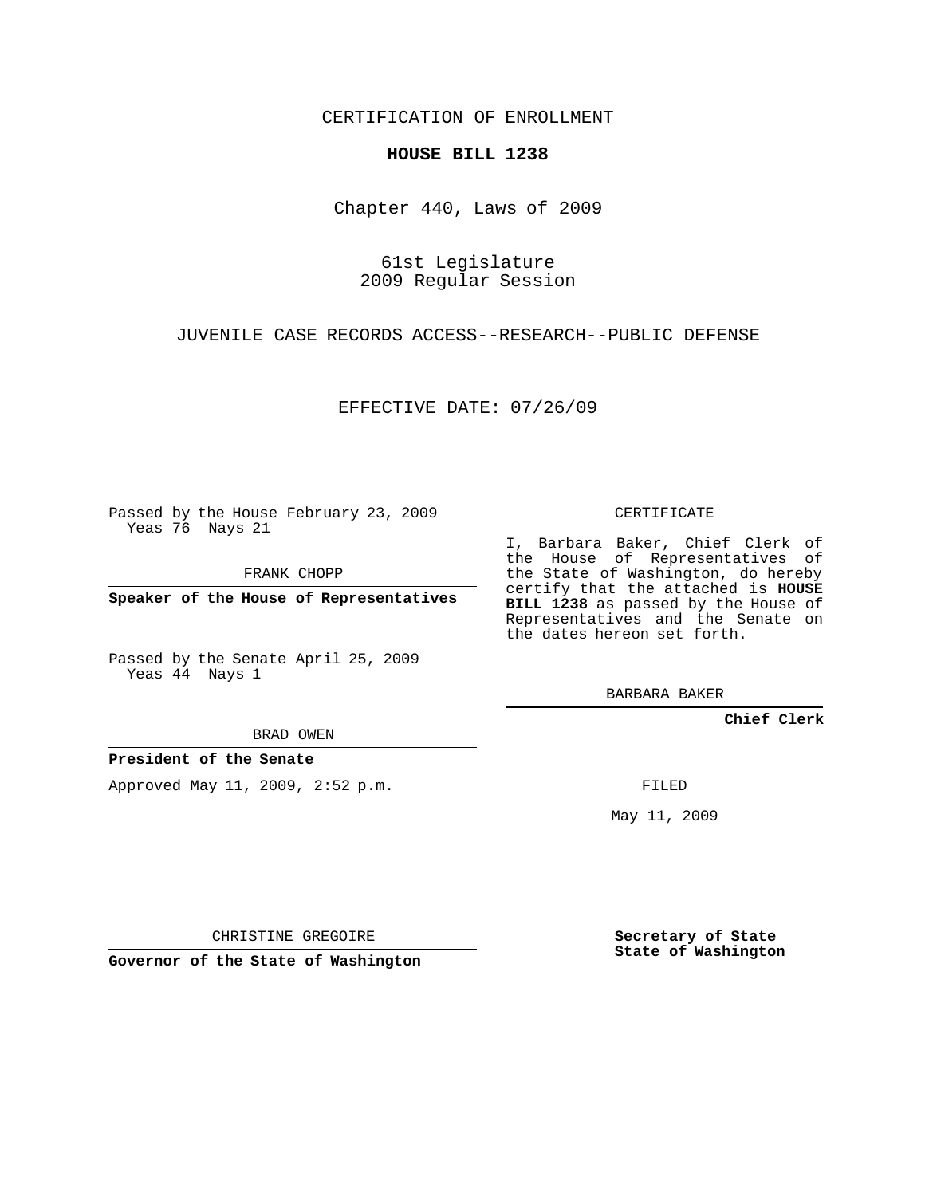CERTIFICATION OF ENROLLMENT

**HOUSE BILL 1238**

Chapter 440, Laws of 2009

61st Legislature
2009 Regular Session

JUVENILE CASE RECORDS ACCESS--RESEARCH--PUBLIC DEFENSE

EFFECTIVE DATE: 07/26/09

Passed by the House February 23, 2009
Yeas 76 Nays 21

FRANK CHOPP

**Speaker of the House of Representatives**

Passed by the Senate April 25, 2009
Yeas 44 Nays 1

BRAD OWEN

**President of the Senate**

Approved May 11, 2009, 2:52 p.m.

CHRISTINE GREGOIRE

**Governor of the State of Washington**

CERTIFICATE

I, Barbara Baker, Chief Clerk of the House of Representatives of the State of Washington, do hereby certify that the attached is **HOUSE BILL 1238** as passed by the House of Representatives and the Senate on the dates hereon set forth.

BARBARA BAKER

**Chief Clerk**

FILED

May 11, 2009

**Secretary of State**
**State of Washington**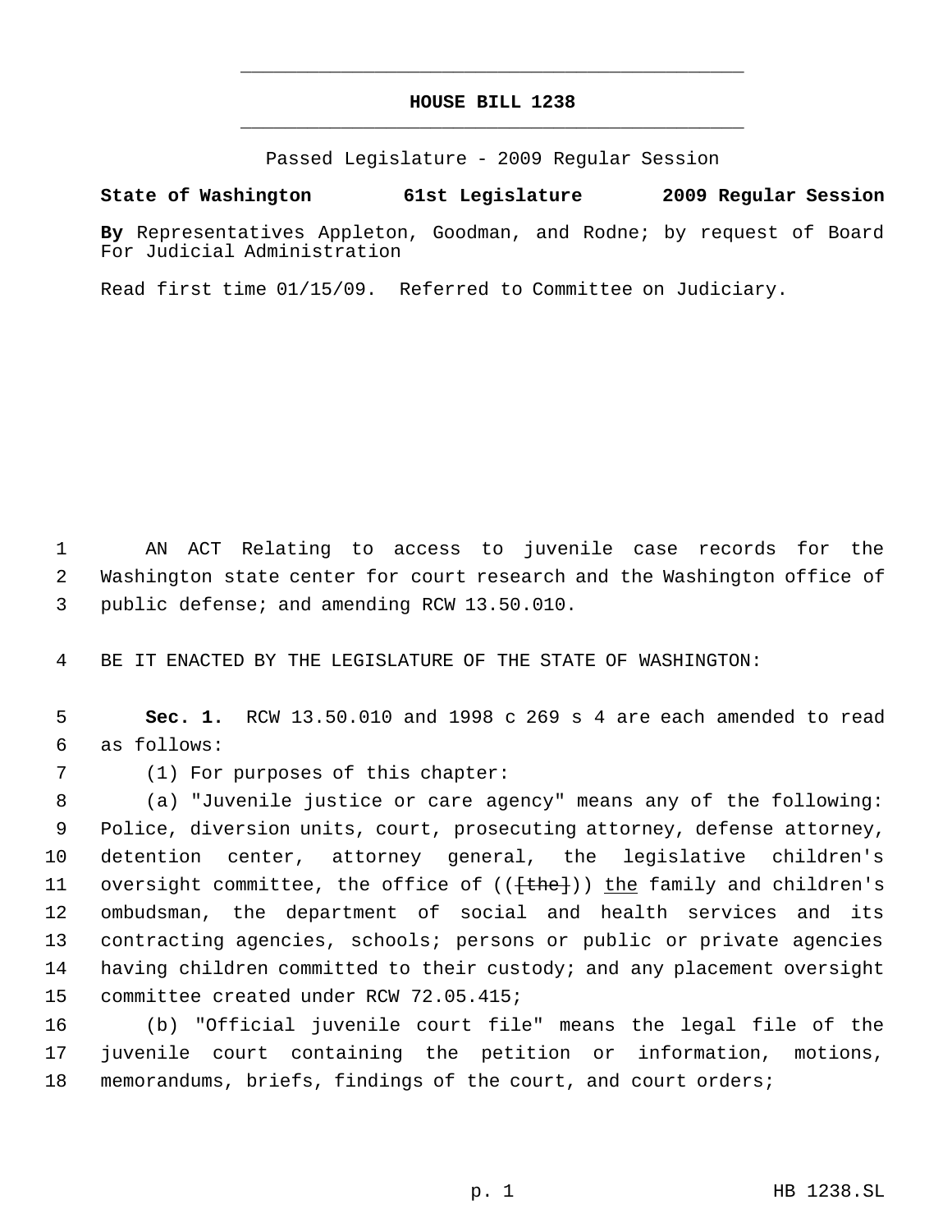# HOUSE BILL 1238

Passed Legislature - 2009 Regular Session

**State of Washington 61st Legislature 2009 Regular Session**

**By** Representatives Appleton, Goodman, and Rodne; by request of Board For Judicial Administration

Read first time 01/15/09. Referred to Committee on Judiciary.

AN ACT Relating to access to juvenile case records for the Washington state center for court research and the Washington office of public defense; and amending RCW 13.50.010.

BE IT ENACTED BY THE LEGISLATURE OF THE STATE OF WASHINGTON:

**Sec. 1.** RCW 13.50.010 and 1998 c 269 s 4 are each amended to read as follows:

(1) For purposes of this chapter:

(a) "Juvenile justice or care agency" means any of the following: Police, diversion units, court, prosecuting attorney, defense attorney, detention center, attorney general, the legislative children's oversight committee, the office of ((~~[the]~~)) <u>the</u> family and children's ombudsman, the department of social and health services and its contracting agencies, schools; persons or public or private agencies having children committed to their custody; and any placement oversight committee created under RCW 72.05.415;

(b) "Official juvenile court file" means the legal file of the juvenile court containing the petition or information, motions, memorandums, briefs, findings of the court, and court orders;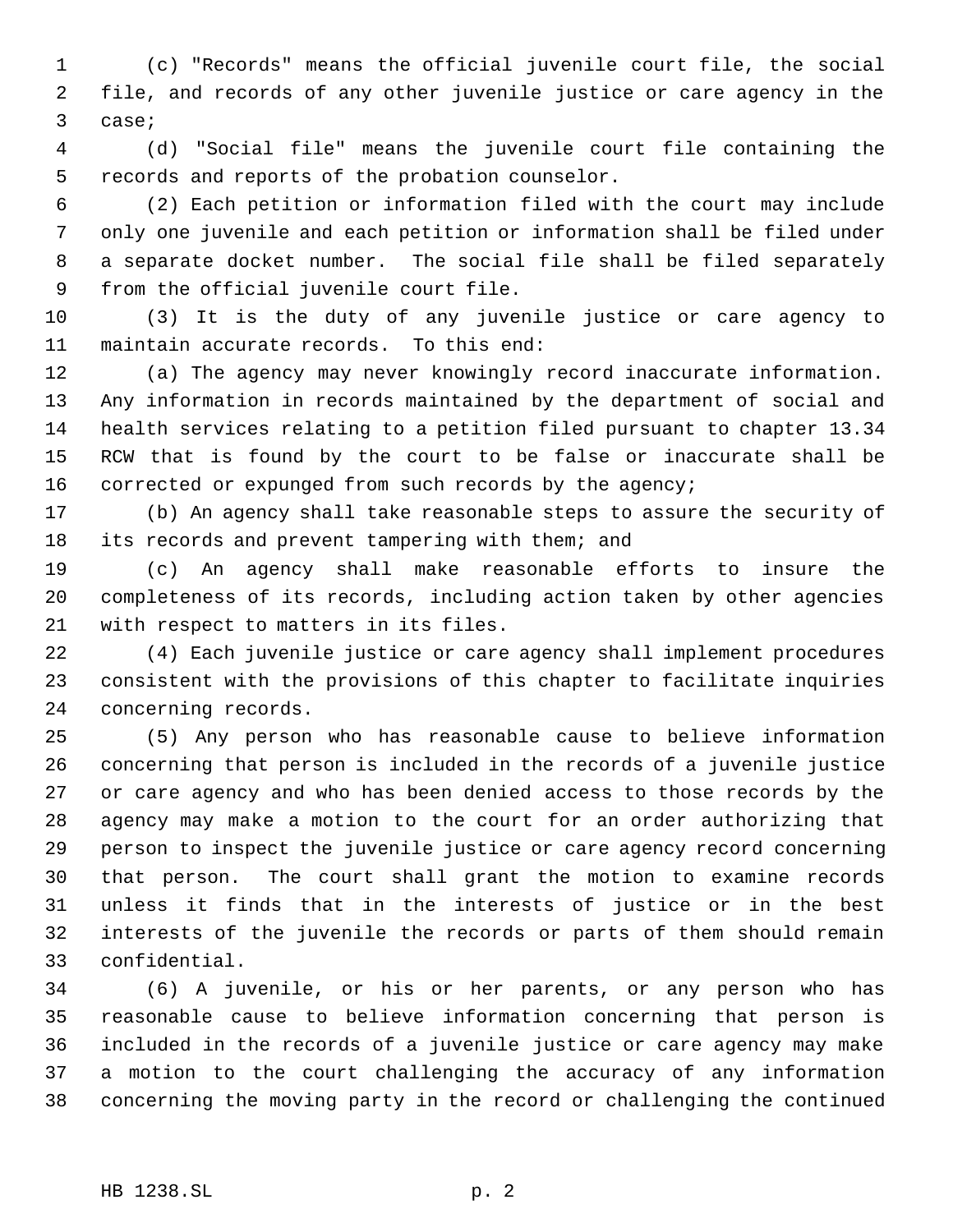(c) "Records" means the official juvenile court file, the social file, and records of any other juvenile justice or care agency in the case;

(d) "Social file" means the juvenile court file containing the records and reports of the probation counselor.

(2) Each petition or information filed with the court may include only one juvenile and each petition or information shall be filed under a separate docket number. The social file shall be filed separately from the official juvenile court file.

(3) It is the duty of any juvenile justice or care agency to maintain accurate records. To this end:

(a) The agency may never knowingly record inaccurate information. Any information in records maintained by the department of social and health services relating to a petition filed pursuant to chapter 13.34 RCW that is found by the court to be false or inaccurate shall be corrected or expunged from such records by the agency;

(b) An agency shall take reasonable steps to assure the security of its records and prevent tampering with them; and

(c) An agency shall make reasonable efforts to insure the completeness of its records, including action taken by other agencies with respect to matters in its files.

(4) Each juvenile justice or care agency shall implement procedures consistent with the provisions of this chapter to facilitate inquiries concerning records.

(5) Any person who has reasonable cause to believe information concerning that person is included in the records of a juvenile justice or care agency and who has been denied access to those records by the agency may make a motion to the court for an order authorizing that person to inspect the juvenile justice or care agency record concerning that person. The court shall grant the motion to examine records unless it finds that in the interests of justice or in the best interests of the juvenile the records or parts of them should remain confidential.

(6) A juvenile, or his or her parents, or any person who has reasonable cause to believe information concerning that person is included in the records of a juvenile justice or care agency may make a motion to the court challenging the accuracy of any information concerning the moving party in the record or challenging the continued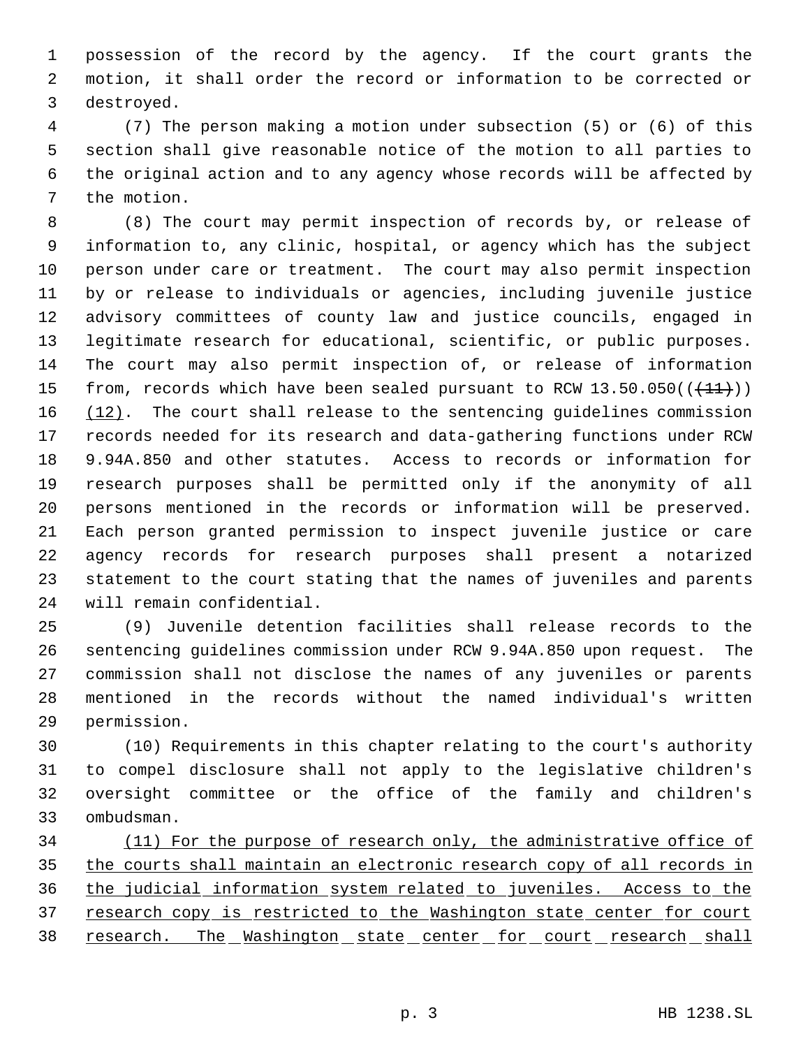possession of the record by the agency. If the court grants the motion, it shall order the record or information to be corrected or destroyed.

(7) The person making a motion under subsection (5) or (6) of this section shall give reasonable notice of the motion to all parties to the original action and to any agency whose records will be affected by the motion.

(8) The court may permit inspection of records by, or release of information to, any clinic, hospital, or agency which has the subject person under care or treatment. The court may also permit inspection by or release to individuals or agencies, including juvenile justice advisory committees of county law and justice councils, engaged in legitimate research for educational, scientific, or public purposes. The court may also permit inspection of, or release of information from, records which have been sealed pursuant to RCW 13.50.050((~~(11)~~)) <u>(12)</u>. The court shall release to the sentencing guidelines commission records needed for its research and data-gathering functions under RCW 9.94A.850 and other statutes. Access to records or information for research purposes shall be permitted only if the anonymity of all persons mentioned in the records or information will be preserved. Each person granted permission to inspect juvenile justice or care agency records for research purposes shall present a notarized statement to the court stating that the names of juveniles and parents will remain confidential.

(9) Juvenile detention facilities shall release records to the sentencing guidelines commission under RCW 9.94A.850 upon request. The commission shall not disclose the names of any juveniles or parents mentioned in the records without the named individual's written permission.

(10) Requirements in this chapter relating to the court's authority to compel disclosure shall not apply to the legislative children's oversight committee or the office of the family and children's ombudsman.

<u>(11) For the purpose of research only, the administrative office of the courts shall maintain an electronic research copy of all records in the judicial information system related to juveniles. Access to the research copy is restricted to the Washington state center for court research. The Washington state center for court research shall</u>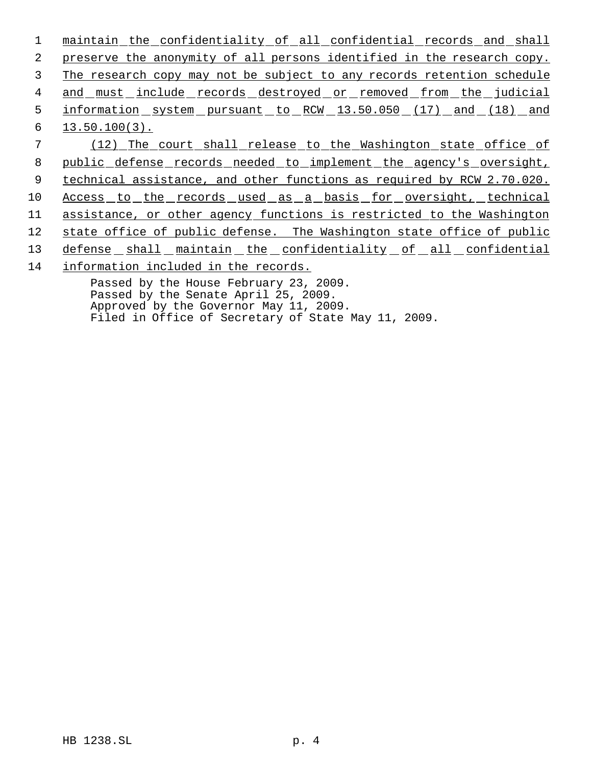maintain the confidentiality of all confidential records and shall preserve the anonymity of all persons identified in the research copy. The research copy may not be subject to any records retention schedule and must include records destroyed or removed from the judicial information system pursuant to RCW 13.50.050 (17) and (18) and 13.50.100(3).

(12) The court shall release to the Washington state office of public defense records needed to implement the agency's oversight, technical assistance, and other functions as required by RCW 2.70.020. Access to the records used as a basis for oversight, technical assistance, or other agency functions is restricted to the Washington state office of public defense. The Washington state office of public defense shall maintain the confidentiality of all confidential information included in the records.

Passed by the House February 23, 2009.
Passed by the Senate April 25, 2009.
Approved by the Governor May 11, 2009.
Filed in Office of Secretary of State May 11, 2009.